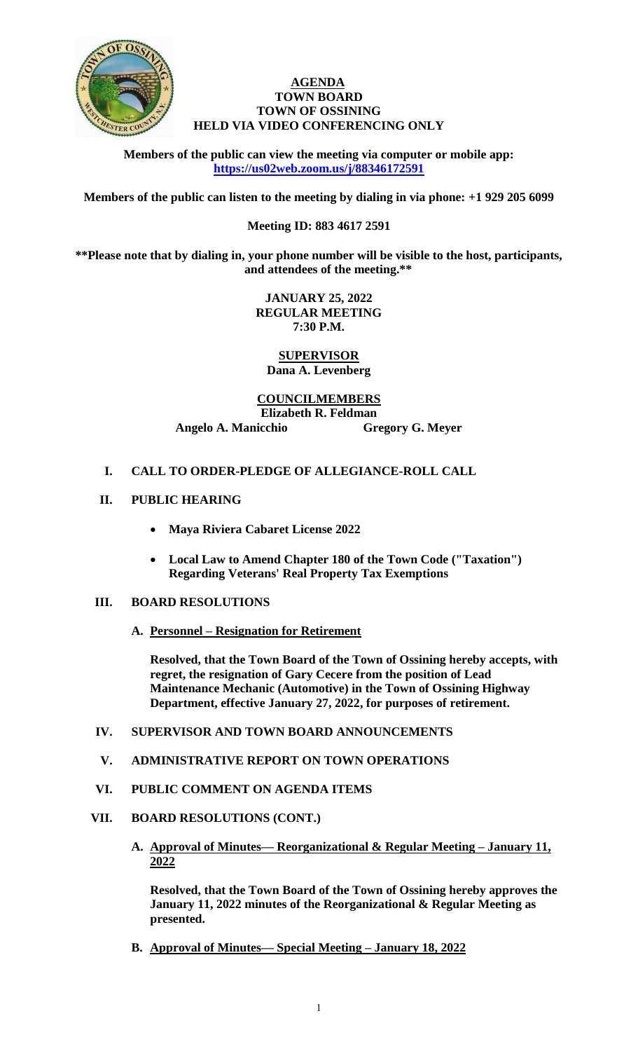# AGENDA
## TOWN BOARD
## TOWN OF OSSINING
## HELD VIA VIDEO CONFERENCING ONLY

**Members of the public can view the meeting via computer or mobile app:**
**https://us02web.zoom.us/j/88346172591**

**Members of the public can listen to the meeting by dialing in via phone: +1 929 205 6099**

**Meeting ID: 883 4617 2591**

****Please note that by dialing in, your phone number will be visible to the host, participants, and attendees of the meeting.****

**JANUARY 25, 2022**
**REGULAR MEETING**
**7:30 P.M.**

**SUPERVISOR**
**Dana A. Levenberg**

**COUNCILMEMBERS**
**Elizabeth R. Feldman**
**Angelo A. Manicchio** **Gregory G. Meyer**

**I. CALL TO ORDER-PLEDGE OF ALLEGIANCE-ROLL CALL**

**II. PUBLIC HEARING**

- **Maya Riviera Cabaret License 2022**
- **Local Law to Amend Chapter 180 of the Town Code ("Taxation") Regarding Veterans' Real Property Tax Exemptions**

**III. BOARD RESOLUTIONS**

**A. Personnel – Resignation for Retirement**

**Resolved, that the Town Board of the Town of Ossining hereby accepts, with regret, the resignation of Gary Cecere from the position of Lead Maintenance Mechanic (Automotive) in the Town of Ossining Highway Department, effective January 27, 2022, for purposes of retirement.**

**IV. SUPERVISOR AND TOWN BOARD ANNOUNCEMENTS**

**V. ADMINISTRATIVE REPORT ON TOWN OPERATIONS**

**VI. PUBLIC COMMENT ON AGENDA ITEMS**

**VII. BOARD RESOLUTIONS (CONT.)**

**A. Approval of Minutes— Reorganizational & Regular Meeting – January 11, 2022**

**Resolved, that the Town Board of the Town of Ossining hereby approves the January 11, 2022 minutes of the Reorganizational & Regular Meeting as presented.**

**B. Approval of Minutes— Special Meeting – January 18, 2022**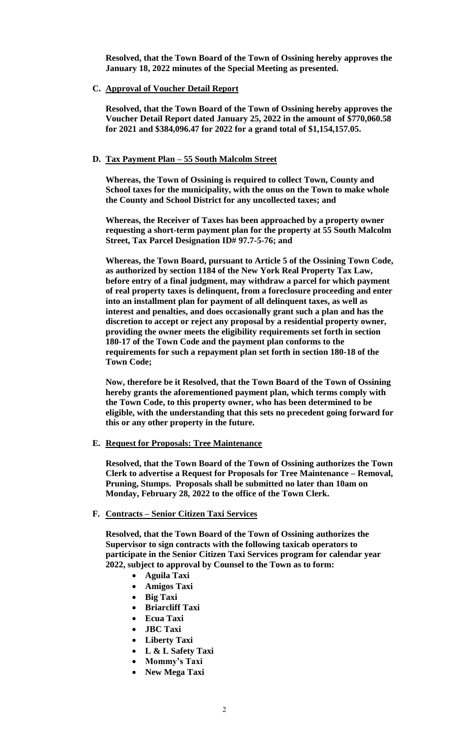**Resolved, that the Town Board of the Town of Ossining hereby approves the January 18, 2022 minutes of the Special Meeting as presented.**

**C. Approval of Voucher Detail Report**

**Resolved, that the Town Board of the Town of Ossining hereby approves the Voucher Detail Report dated January 25, 2022 in the amount of $770,060.58 for 2021 and $384,096.47 for 2022 for a grand total of $1,154,157.05.**

**D. Tax Payment Plan – 55 South Malcolm Street**

**Whereas, the Town of Ossining is required to collect Town, County and School taxes for the municipality, with the onus on the Town to make whole the County and School District for any uncollected taxes; and**

**Whereas, the Receiver of Taxes has been approached by a property owner requesting a short-term payment plan for the property at 55 South Malcolm Street, Tax Parcel Designation ID# 97.7-5-76; and**

**Whereas, the Town Board, pursuant to Article 5 of the Ossining Town Code, as authorized by section 1184 of the New York Real Property Tax Law, before entry of a final judgment, may withdraw a parcel for which payment of real property taxes is delinquent, from a foreclosure proceeding and enter into an installment plan for payment of all delinquent taxes, as well as interest and penalties, and does occasionally grant such a plan and has the discretion to accept or reject any proposal by a residential property owner, providing the owner meets the eligibility requirements set forth in section 180-17 of the Town Code and the payment plan conforms to the requirements for such a repayment plan set forth in section 180-18 of the Town Code;**

**Now, therefore be it Resolved, that the Town Board of the Town of Ossining hereby grants the aforementioned payment plan, which terms comply with the Town Code, to this property owner, who has been determined to be eligible, with the understanding that this sets no precedent going forward for this or any other property in the future.**

**E. Request for Proposals: Tree Maintenance**

**Resolved, that the Town Board of the Town of Ossining authorizes the Town Clerk to advertise a Request for Proposals for Tree Maintenance – Removal, Pruning, Stumps. Proposals shall be submitted no later than 10am on Monday, February 28, 2022 to the office of the Town Clerk.**

**F. Contracts – Senior Citizen Taxi Services**

**Resolved, that the Town Board of the Town of Ossining authorizes the Supervisor to sign contracts with the following taxicab operators to participate in the Senior Citizen Taxi Services program for calendar year 2022, subject to approval by Counsel to the Town as to form:**

- **Aguila Taxi**
- **Amigos Taxi**
- **Big Taxi**
- **Briarcliff Taxi**
- **Ecua Taxi**
- **JBC Taxi**
- **Liberty Taxi**
- **L & L Safety Taxi**
- **Mommy's Taxi**
- **New Mega Taxi**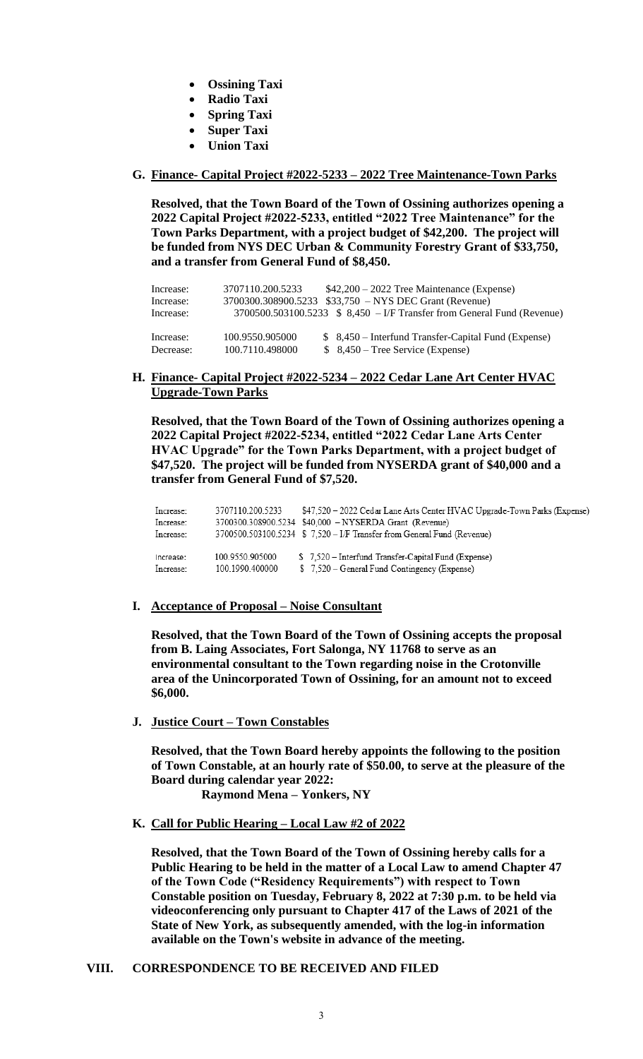- **Ossining Taxi**
- **Radio Taxi**
- **Spring Taxi**
- **Super Taxi**
- **Union Taxi**

**G. Finance- Capital Project #2022-5233 – 2022 Tree Maintenance-Town Parks**

**Resolved, that the Town Board of the Town of Ossining authorizes opening a 2022 Capital Project #2022-5233, entitled "2022 Tree Maintenance" for the Town Parks Department, with a project budget of $42,200. The project will be funded from NYS DEC Urban & Community Forestry Grant of $33,750, and a transfer from General Fund of $8,450.**

| | | |
|---|---|---|
| Increase: | 3707110.200.5233 | $42,200 – 2022 Tree Maintenance (Expense) |
| Increase: | 3700300.308900.5233 | $33,750 – NYS DEC Grant (Revenue) |
| Increase: | 3700500.503100.5233 | $ 8,450 – I/F Transfer from General Fund (Revenue) |
| | | |
| Increase: | 100.9550.905000 | $ 8,450 – Interfund Transfer-Capital Fund (Expense) |
| Decrease: | 100.7110.498000 | $ 8,450 – Tree Service (Expense) |

**H. Finance- Capital Project #2022-5234 – 2022 Cedar Lane Art Center HVAC Upgrade-Town Parks**

**Resolved, that the Town Board of the Town of Ossining authorizes opening a 2022 Capital Project #2022-5234, entitled "2022 Cedar Lane Arts Center HVAC Upgrade" for the Town Parks Department, with a project budget of $47,520. The project will be funded from NYSERDA grant of $40,000 and a transfer from General Fund of $7,520.**

| | | |
|---|---|---|
| Increase: | 3707110.200.5233 | $47,520 – 2022 Cedar Lane Arts Center HVAC Upgrade-Town Parks (Expense) |
| Increase: | 3700300.308900.5234 | $40,000 – NYSERDA Grant (Revenue) |
| Increase: | 3700500.503100.5234 | $ 7,520 – I/F Transfer from General Fund (Revenue) |
| | | |
| Increase: | 100.9550.905000 | $ 7,520 – Interfund Transfer-Capital Fund (Expense) |
| Increase: | 100.1990.400000 | $ 7,520 – General Fund Contingency (Expense) |

**I. Acceptance of Proposal – Noise Consultant**

**Resolved, that the Town Board of the Town of Ossining accepts the proposal from B. Laing Associates, Fort Salonga, NY 11768 to serve as an environmental consultant to the Town regarding noise in the Crotonville area of the Unincorporated Town of Ossining, for an amount not to exceed $6,000.**

**J. Justice Court – Town Constables**

**Resolved, that the Town Board hereby appoints the following to the position of Town Constable, at an hourly rate of $50.00, to serve at the pleasure of the Board during calendar year 2022:**
**Raymond Mena – Yonkers, NY**

**K. Call for Public Hearing – Local Law #2 of 2022**

**Resolved, that the Town Board of the Town of Ossining hereby calls for a Public Hearing to be held in the matter of a Local Law to amend Chapter 47 of the Town Code ("Residency Requirements") with respect to Town Constable position on Tuesday, February 8, 2022 at 7:30 p.m. to be held via videoconferencing only pursuant to Chapter 417 of the Laws of 2021 of the State of New York, as subsequently amended, with the log-in information available on the Town's website in advance of the meeting.**

**VIII. CORRESPONDENCE TO BE RECEIVED AND FILED**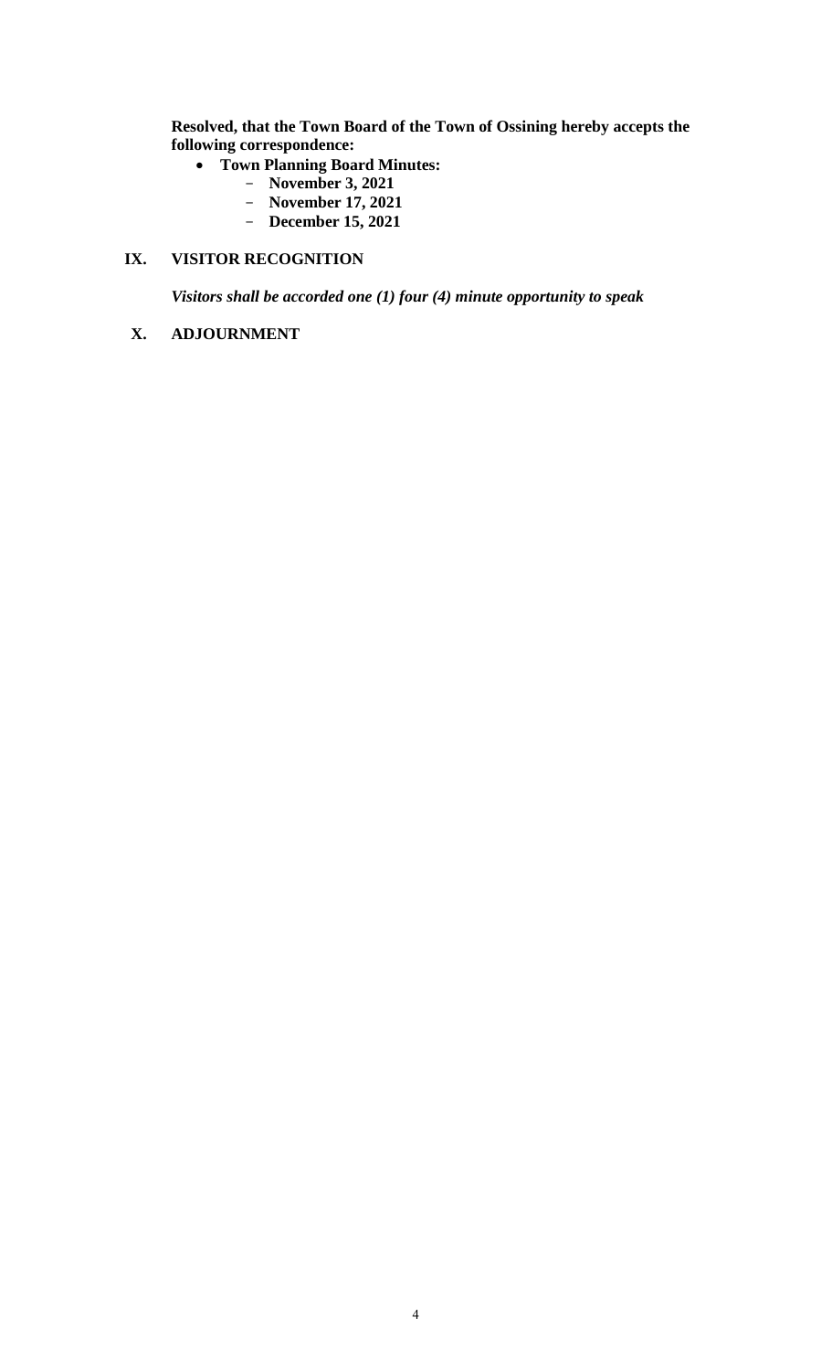**Resolved, that the Town Board of the Town of Ossining hereby accepts the following correspondence:**

- **Town Planning Board Minutes:**
  - **November 3, 2021**
  - **November 17, 2021**
  - **December 15, 2021**

## IX. VISITOR RECOGNITION

***Visitors shall be accorded one (1) four (4) minute opportunity to speak***

## X. ADJOURNMENT